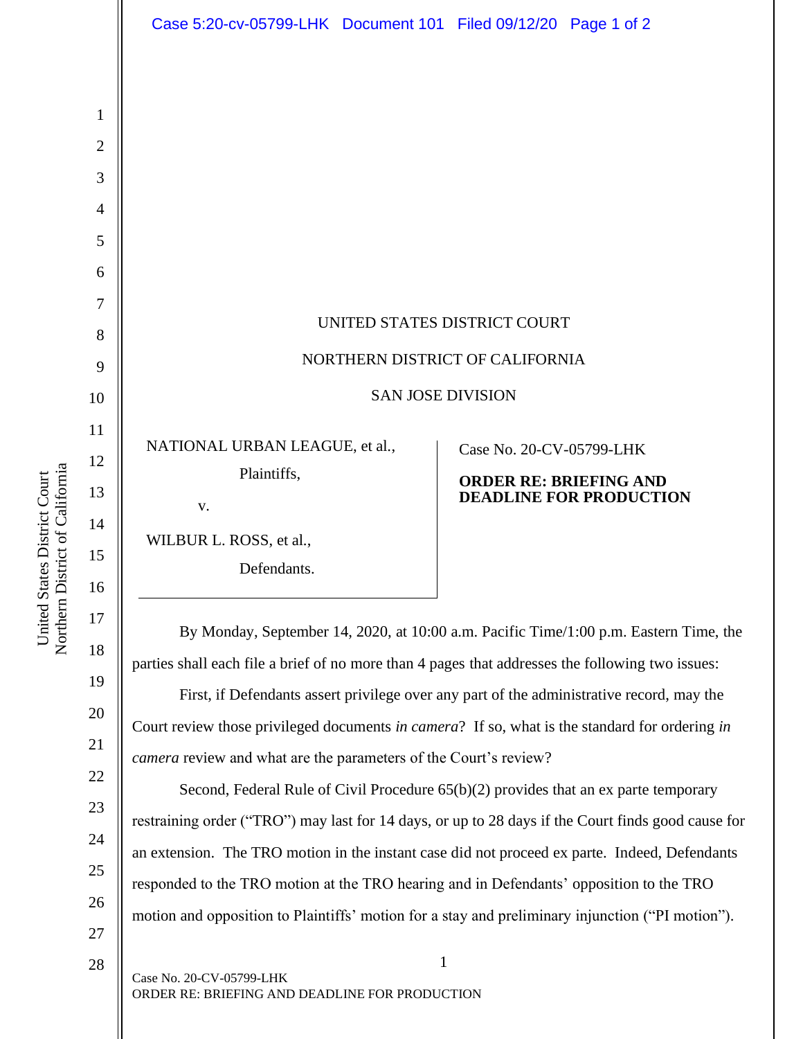UNITED STATES DISTRICT COURT

NORTHERN DISTRICT OF CALIFORNIA

SAN JOSE DIVISION

NATIONAL URBAN LEAGUE, et al.,

Plaintiffs,

v.

WILBUR L. ROSS, et al.,

Defendants.

Case No. 20-CV-05799-LHK

**ORDER RE: BRIEFING AND DEADLINE FOR PRODUCTION**

By Monday, September 14, 2020, at 10:00 a.m. Pacific Time/1:00 p.m. Eastern Time, the parties shall each file a brief of no more than 4 pages that addresses the following two issues:

First, if Defendants assert privilege over any part of the administrative record, may the Court review those privileged documents *in camera*? If so, what is the standard for ordering *in camera* review and what are the parameters of the Court's review?

Second, Federal Rule of Civil Procedure 65(b)(2) provides that an ex parte temporary restraining order ("TRO") may last for 14 days, or up to 28 days if the Court finds good cause for an extension. The TRO motion in the instant case did not proceed ex parte. Indeed, Defendants responded to the TRO motion at the TRO hearing and in Defendants' opposition to the TRO motion and opposition to Plaintiffs' motion for a stay and preliminary injunction ("PI motion").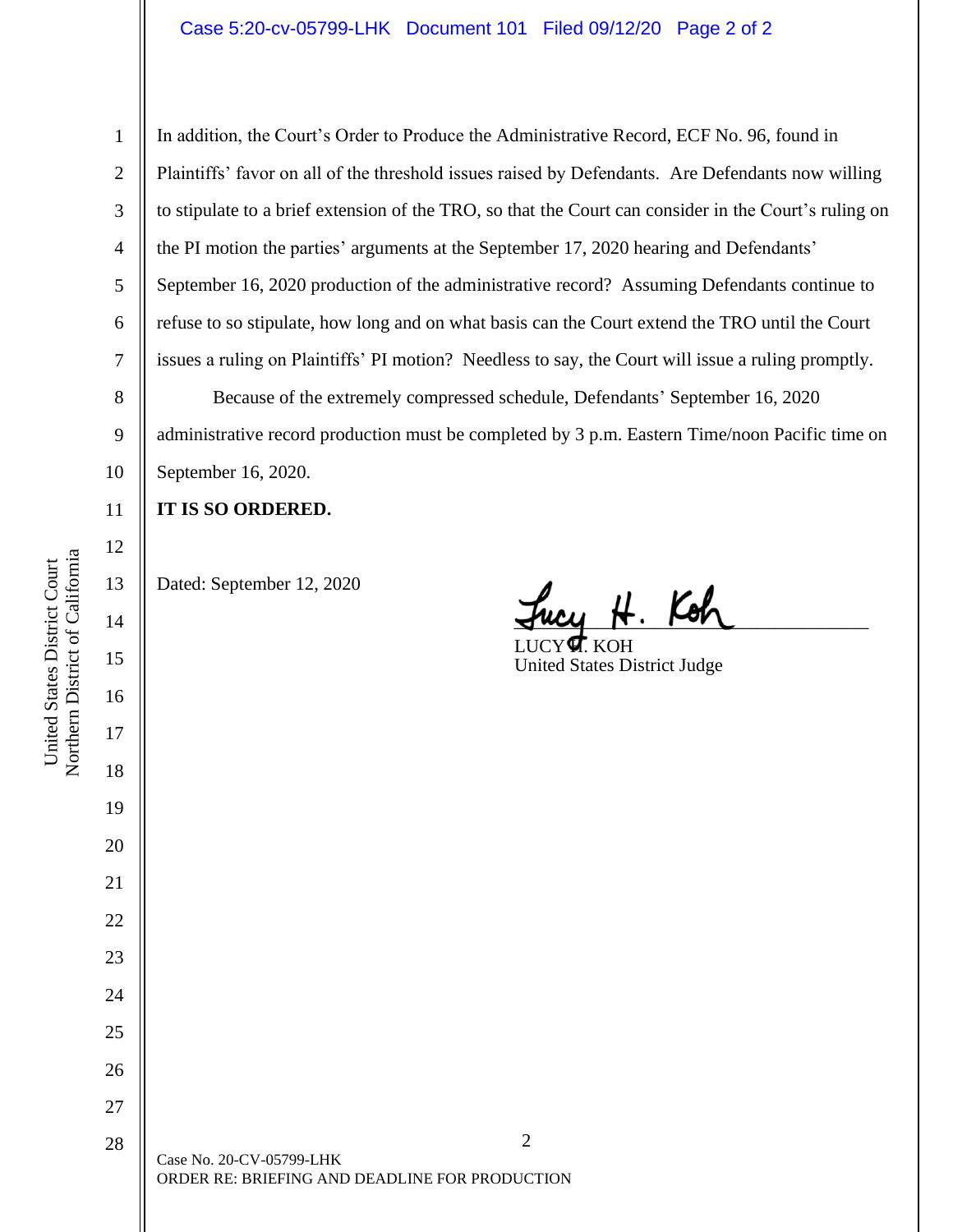In addition, the Court's Order to Produce the Administrative Record, ECF No. 96, found in Plaintiffs' favor on all of the threshold issues raised by Defendants. Are Defendants now willing to stipulate to a brief extension of the TRO, so that the Court can consider in the Court's ruling on the PI motion the parties' arguments at the September 17, 2020 hearing and Defendants' September 16, 2020 production of the administrative record? Assuming Defendants continue to refuse to so stipulate, how long and on what basis can the Court extend the TRO until the Court issues a ruling on Plaintiffs' PI motion? Needless to say, the Court will issue a ruling promptly.

Because of the extremely compressed schedule, Defendants' September 16, 2020 administrative record production must be completed by 3 p.m. Eastern Time/noon Pacific time on September 16, 2020.

**IT IS SO ORDERED.**

Dated: September 12, 2020

Lucy H. Koh
LUCY H. KOH
United States District Judge